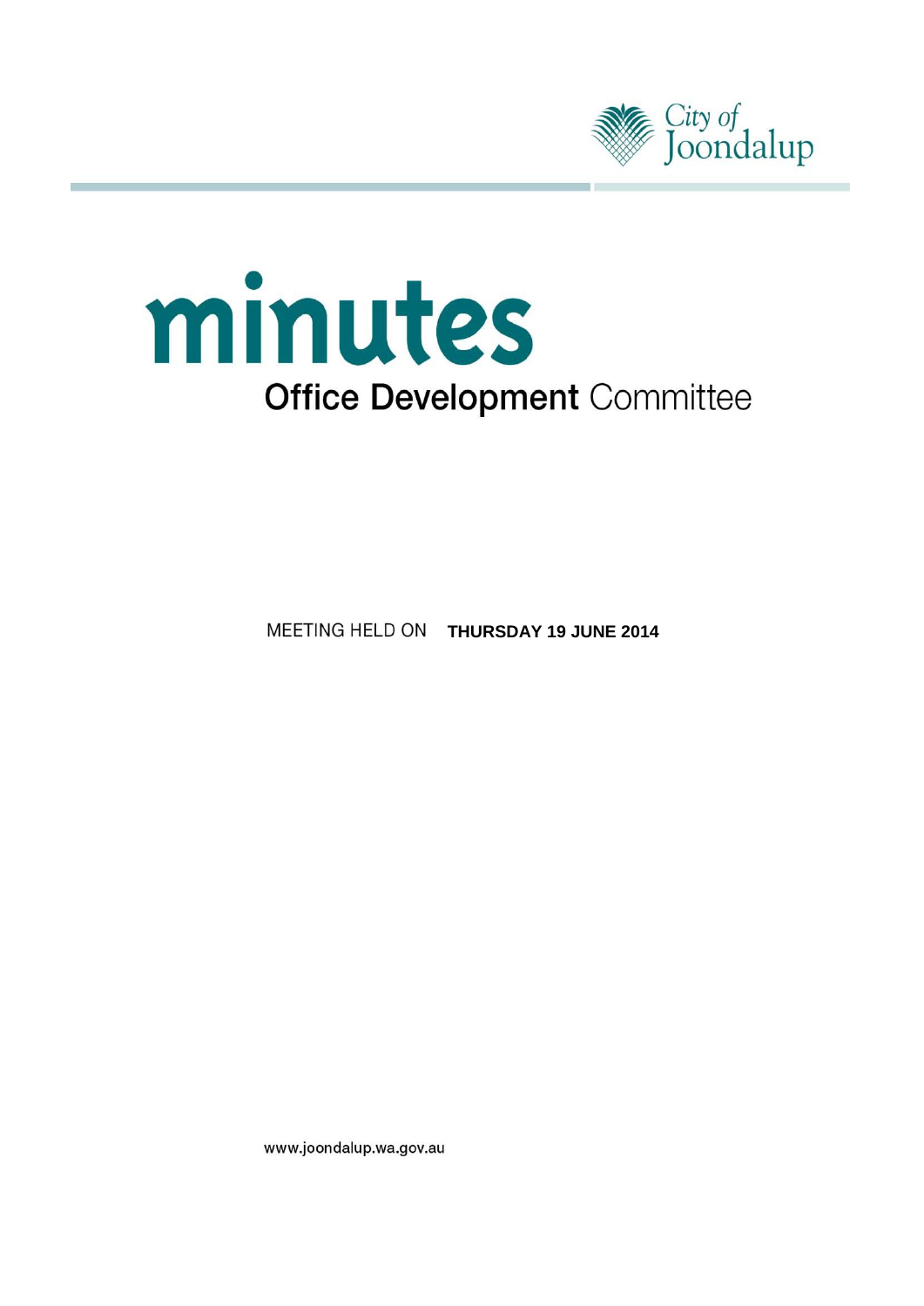City of Joondalup

# minutes

## Office Development Committee

MEETING HELD ON **THURSDAY 19 JUNE 2014**

www.joondalup.wa.gov.au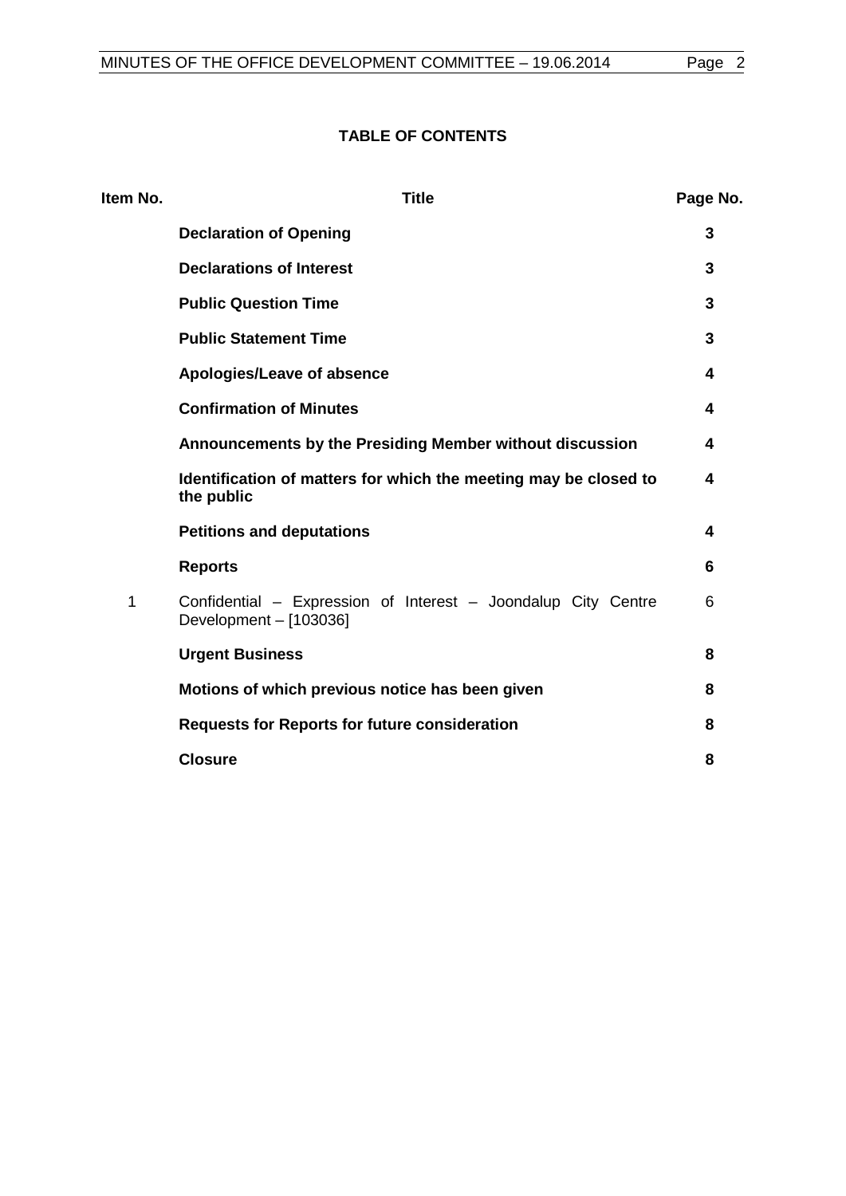**TABLE OF CONTENTS**

| Item No. | Title | Page No. |
|---|---|---|
| | **Declaration of Opening** | **3** |
| | **Declarations of Interest** | **3** |
| | **Public Question Time** | **3** |
| | **Public Statement Time** | **3** |
| | **Apologies/Leave of absence** | **4** |
| | **Confirmation of Minutes** | **4** |
| | **Announcements by the Presiding Member without discussion** | **4** |
| | **Identification of matters for which the meeting may be closed to the public** | **4** |
| | **Petitions and deputations** | **4** |
| | **Reports** | **6** |
| 1 | Confidential – Expression of Interest – Joondalup City Centre Development – [103036] | 6 |
| | **Urgent Business** | **8** |
| | **Motions of which previous notice has been given** | **8** |
| | **Requests for Reports for future consideration** | **8** |
| | **Closure** | **8** |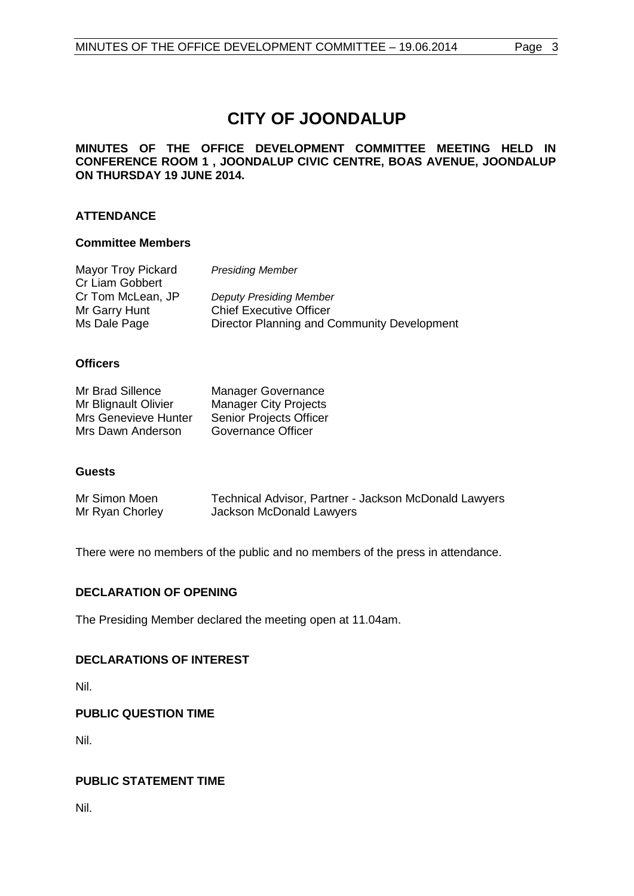# CITY OF JOONDALUP

**MINUTES OF THE OFFICE DEVELOPMENT COMMITTEE MEETING HELD IN CONFERENCE ROOM 1 , JOONDALUP CIVIC CENTRE, BOAS AVENUE, JOONDALUP ON THURSDAY 19 JUNE 2014.**

## ATTENDANCE

### Committee Members

| | |
|---|---|
| Mayor Troy Pickard | *Presiding Member* |
| Cr Liam Gobbert | |
| Cr Tom McLean, JP | *Deputy Presiding Member* |
| Mr Garry Hunt | Chief Executive Officer |
| Ms Dale Page | Director Planning and Community Development |

### Officers

| | |
|---|---|
| Mr Brad Sillence | Manager Governance |
| Mr Blignault Olivier | Manager City Projects |
| Mrs Genevieve Hunter | Senior Projects Officer |
| Mrs Dawn Anderson | Governance Officer |

### Guests

| | |
|---|---|
| Mr Simon Moen | Technical Advisor, Partner - Jackson McDonald Lawyers |
| Mr Ryan Chorley | Jackson McDonald Lawyers |

There were no members of the public and no members of the press in attendance.

## DECLARATION OF OPENING

The Presiding Member declared the meeting open at 11.04am.

## DECLARATIONS OF INTEREST

Nil.

## PUBLIC QUESTION TIME

Nil.

## PUBLIC STATEMENT TIME

Nil.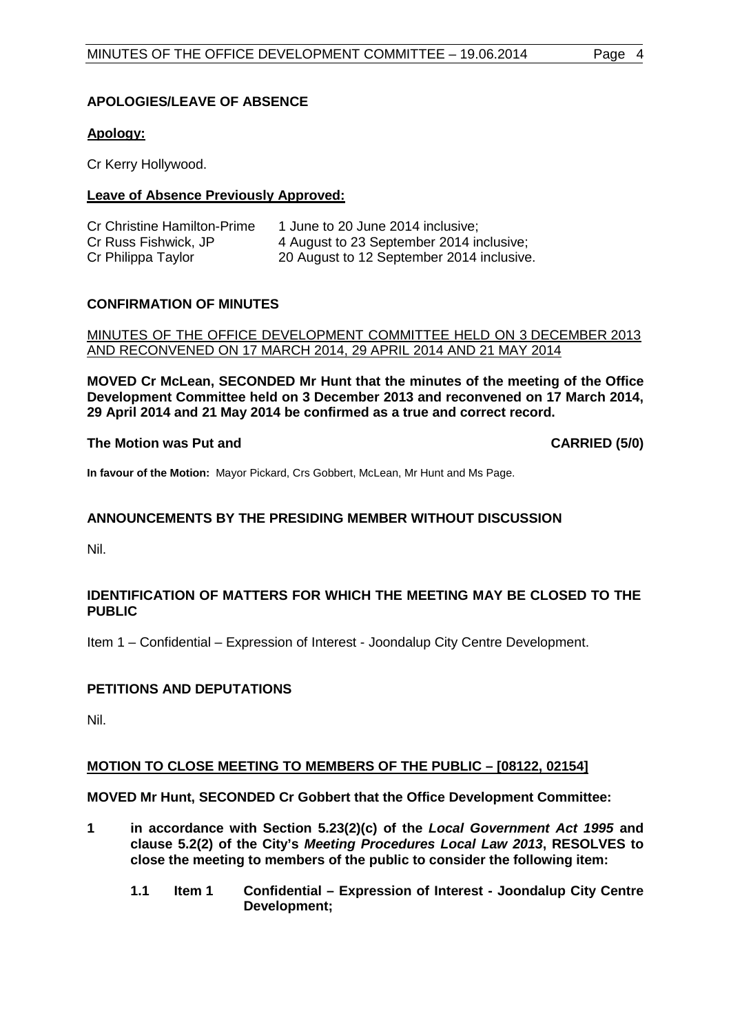## APOLOGIES/LEAVE OF ABSENCE

**Apology:**

Cr Kerry Hollywood.

**Leave of Absence Previously Approved:**

| | |
|---|---|
| Cr Christine Hamilton-Prime | 1 June to 20 June 2014 inclusive; |
| Cr Russ Fishwick, JP | 4 August to 23 September 2014 inclusive; |
| Cr Philippa Taylor | 20 August to 12 September 2014 inclusive. |

## CONFIRMATION OF MINUTES

MINUTES OF THE OFFICE DEVELOPMENT COMMITTEE HELD ON 3 DECEMBER 2013 AND RECONVENED ON 17 MARCH 2014, 29 APRIL 2014 AND 21 MAY 2014

**MOVED Cr McLean, SECONDED Mr Hunt that the minutes of the meeting of the Office Development Committee held on 3 December 2013 and reconvened on 17 March 2014, 29 April 2014 and 21 May 2014 be confirmed as a true and correct record.**

**The Motion was Put and CARRIED (5/0)**

**In favour of the Motion:** Mayor Pickard, Crs Gobbert, McLean, Mr Hunt and Ms Page.

## ANNOUNCEMENTS BY THE PRESIDING MEMBER WITHOUT DISCUSSION

Nil.

## IDENTIFICATION OF MATTERS FOR WHICH THE MEETING MAY BE CLOSED TO THE PUBLIC

Item 1 – Confidential – Expression of Interest - Joondalup City Centre Development.

## PETITIONS AND DEPUTATIONS

Nil.

## MOTION TO CLOSE MEETING TO MEMBERS OF THE PUBLIC – [08122, 02154]

**MOVED Mr Hunt, SECONDED Cr Gobbert that the Office Development Committee:**

**1 in accordance with Section 5.23(2)(c) of the *Local Government Act 1995* and clause 5.2(2) of the City's *Meeting Procedures Local Law 2013*, RESOLVES to close the meeting to members of the public to consider the following item:**

**1.1 Item 1 Confidential – Expression of Interest - Joondalup City Centre Development;**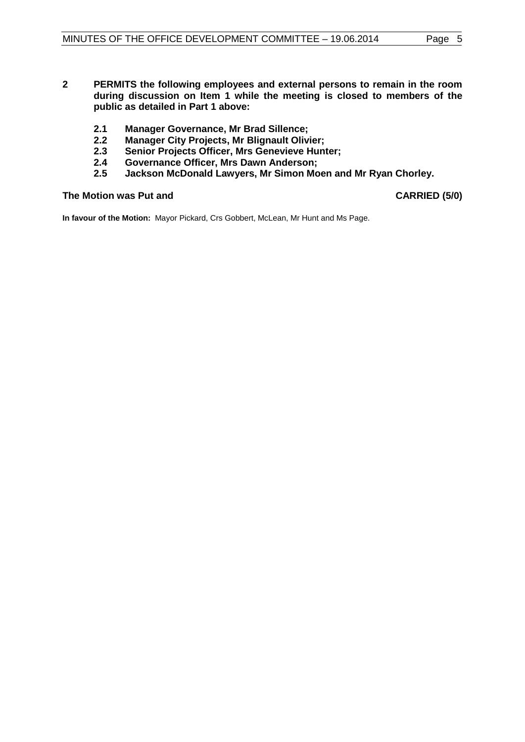**2 PERMITS the following employees and external persons to remain in the room during discussion on Item 1 while the meeting is closed to members of the public as detailed in Part 1 above:**

- **2.1 Manager Governance, Mr Brad Sillence;**
- **2.2 Manager City Projects, Mr Blignault Olivier;**
- **2.3 Senior Projects Officer, Mrs Genevieve Hunter;**
- **2.4 Governance Officer, Mrs Dawn Anderson;**
- **2.5 Jackson McDonald Lawyers, Mr Simon Moen and Mr Ryan Chorley.**

**The Motion was Put and CARRIED (5/0)**

**In favour of the Motion:** Mayor Pickard, Crs Gobbert, McLean, Mr Hunt and Ms Page.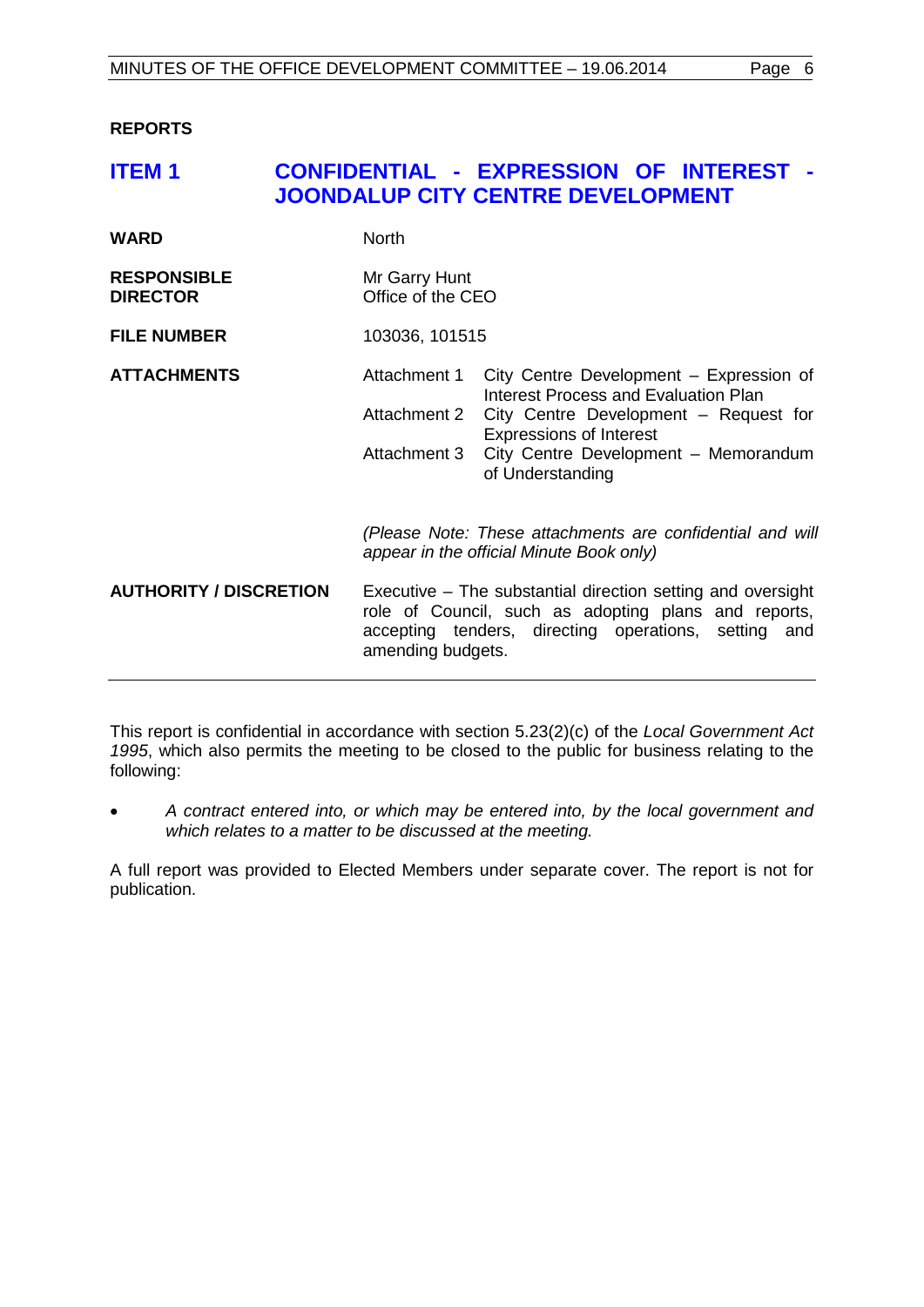**REPORTS**

## ITEM 1 CONFIDENTIAL - EXPRESSION OF INTEREST - JOONDALUP CITY CENTRE DEVELOPMENT

| | |
|---|---|
| **WARD** | North |
| **RESPONSIBLE DIRECTOR** | Mr Garry Hunt<br>Office of the CEO |
| **FILE NUMBER** | 103036, 101515 |
| **ATTACHMENTS** | Attachment 1 City Centre Development – Expression of Interest Process and Evaluation Plan<br>Attachment 2 City Centre Development – Request for Expressions of Interest<br>Attachment 3 City Centre Development – Memorandum of Understanding<br><br>*(Please Note: These attachments are confidential and will appear in the official Minute Book only)* |
| **AUTHORITY / DISCRETION** | Executive – The substantial direction setting and oversight role of Council, such as adopting plans and reports, accepting tenders, directing operations, setting and amending budgets. |

This report is confidential in accordance with section 5.23(2)(c) of the *Local Government Act 1995*, which also permits the meeting to be closed to the public for business relating to the following:

- *A contract entered into, or which may be entered into, by the local government and which relates to a matter to be discussed at the meeting.*

A full report was provided to Elected Members under separate cover. The report is not for publication.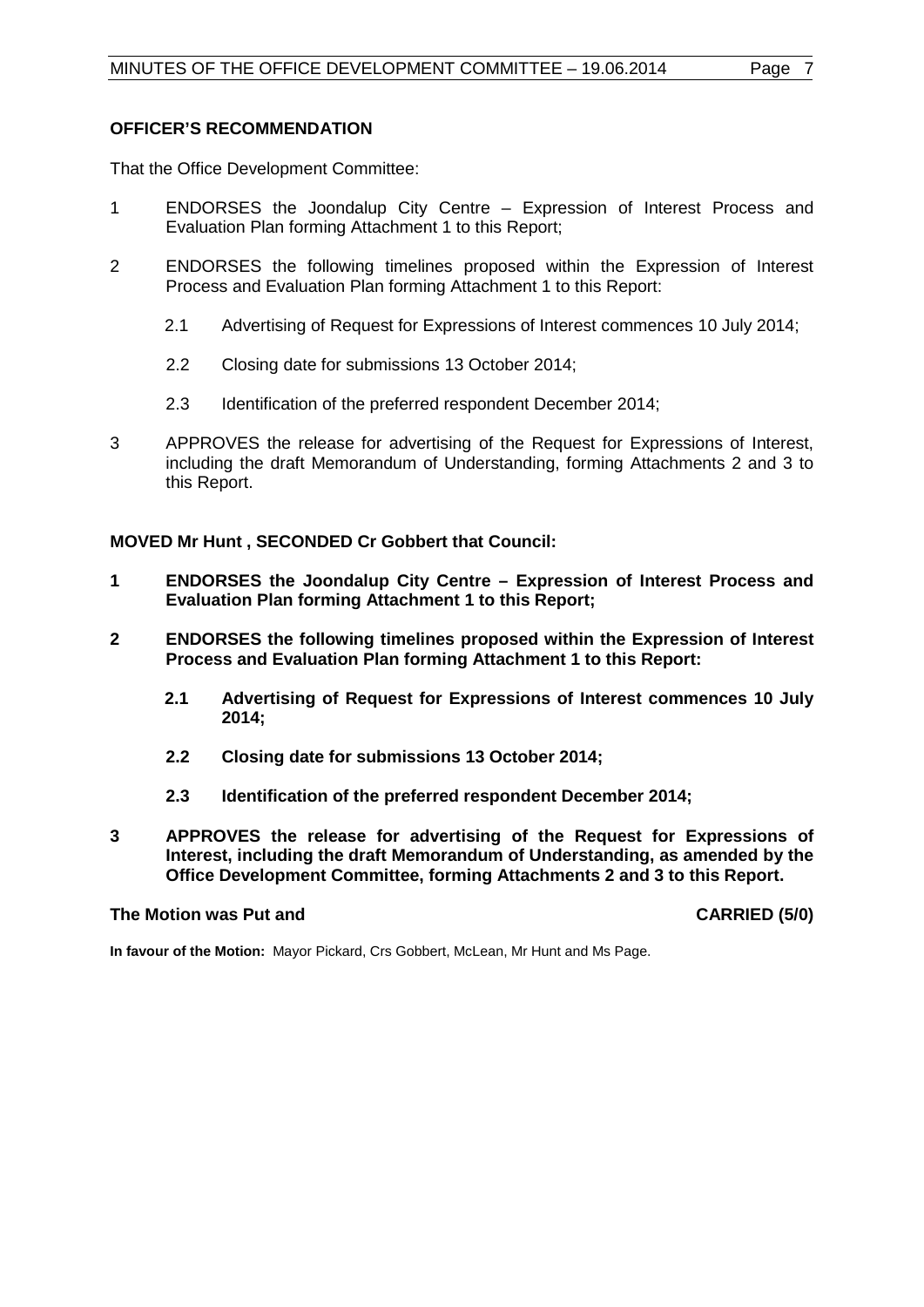**OFFICER'S RECOMMENDATION**

That the Office Development Committee:

1 ENDORSES the Joondalup City Centre – Expression of Interest Process and Evaluation Plan forming Attachment 1 to this Report;

2 ENDORSES the following timelines proposed within the Expression of Interest Process and Evaluation Plan forming Attachment 1 to this Report:

   2.1 Advertising of Request for Expressions of Interest commences 10 July 2014;

   2.2 Closing date for submissions 13 October 2014;

   2.3 Identification of the preferred respondent December 2014;

3 APPROVES the release for advertising of the Request for Expressions of Interest, including the draft Memorandum of Understanding, forming Attachments 2 and 3 to this Report.

**MOVED Mr Hunt , SECONDED Cr Gobbert that Council:**

**1 ENDORSES the Joondalup City Centre – Expression of Interest Process and Evaluation Plan forming Attachment 1 to this Report;**

**2 ENDORSES the following timelines proposed within the Expression of Interest Process and Evaluation Plan forming Attachment 1 to this Report:**

   **2.1 Advertising of Request for Expressions of Interest commences 10 July 2014;**

   **2.2 Closing date for submissions 13 October 2014;**

   **2.3 Identification of the preferred respondent December 2014;**

**3 APPROVES the release for advertising of the Request for Expressions of Interest, including the draft Memorandum of Understanding, as amended by the Office Development Committee, forming Attachments 2 and 3 to this Report.**

**The Motion was Put and CARRIED (5/0)**

**In favour of the Motion:** Mayor Pickard, Crs Gobbert, McLean, Mr Hunt and Ms Page.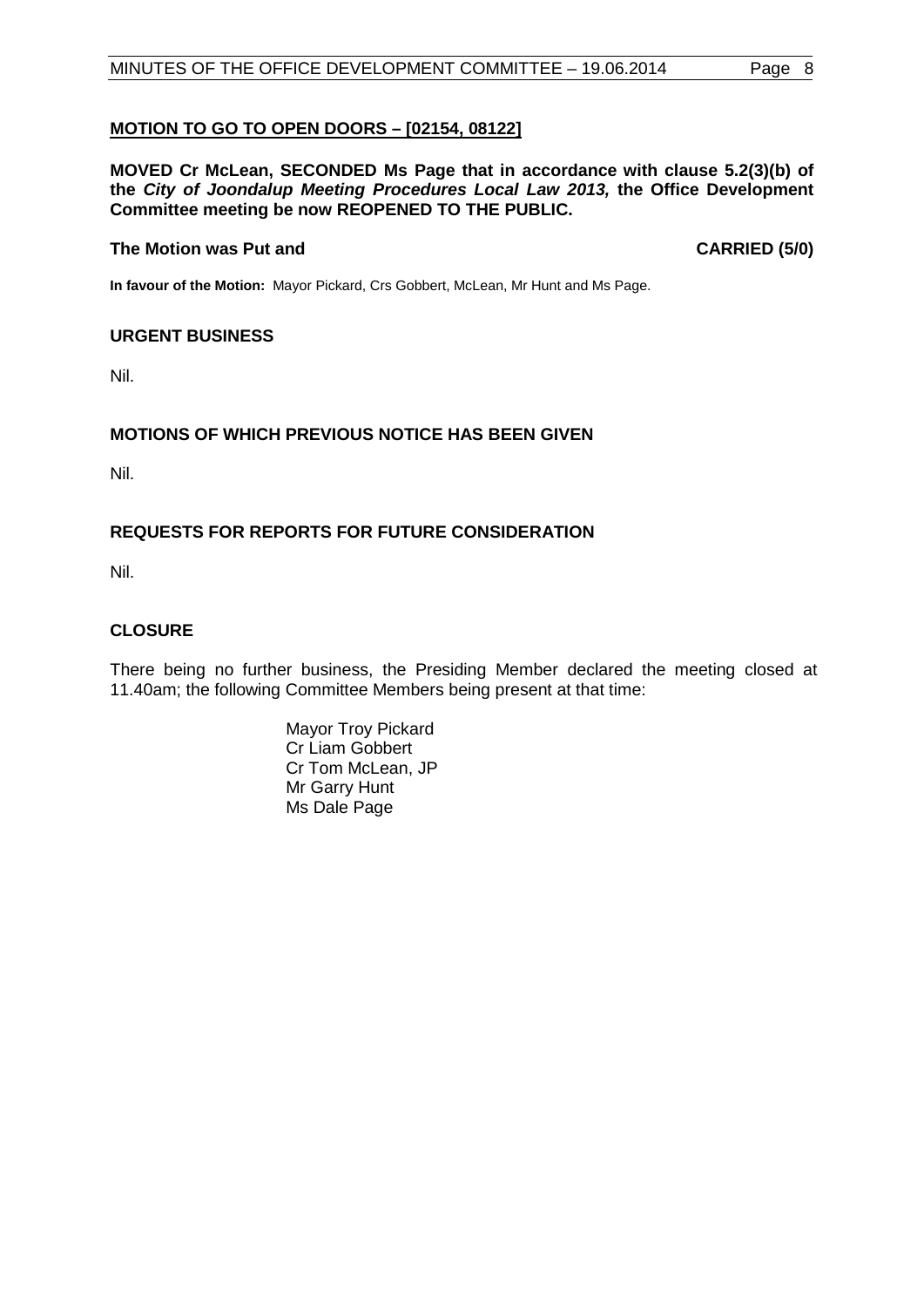## MOTION TO GO TO OPEN DOORS – [02154, 08122]

**MOVED Cr McLean, SECONDED Ms Page that in accordance with clause 5.2(3)(b) of the *City of Joondalup Meeting Procedures Local Law 2013,* the Office Development Committee meeting be now REOPENED TO THE PUBLIC.**

**The Motion was Put and CARRIED (5/0)**

**In favour of the Motion:** Mayor Pickard, Crs Gobbert, McLean, Mr Hunt and Ms Page.

## URGENT BUSINESS

Nil.

## MOTIONS OF WHICH PREVIOUS NOTICE HAS BEEN GIVEN

Nil.

## REQUESTS FOR REPORTS FOR FUTURE CONSIDERATION

Nil.

## CLOSURE

There being no further business, the Presiding Member declared the meeting closed at 11.40am; the following Committee Members being present at that time:

Mayor Troy Pickard
Cr Liam Gobbert
Cr Tom McLean, JP
Mr Garry Hunt
Ms Dale Page